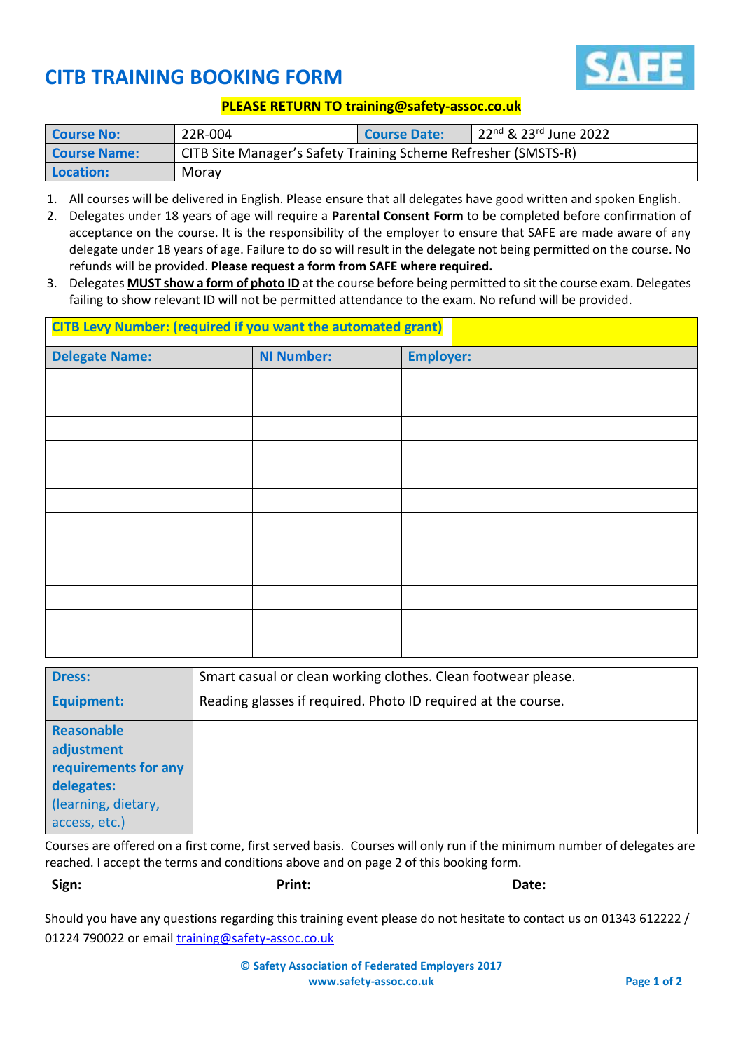# CITB TRAINING BOOKING FORM

**PLEASE RETURN TO training@safety-assoc.co.uk**

| **Course No:** | 22R-004 | **Course Date:** | 22nd & 23rd June 2022 |
|---|---|---|---|
| **Course Name:** | CITB Site Manager's Safety Training Scheme Refresher (SMSTS-R) | | |
| **Location:** | Moray | | |

1. All courses will be delivered in English. Please ensure that all delegates have good written and spoken English.
2. Delegates under 18 years of age will require a **Parental Consent Form** to be completed before confirmation of acceptance on the course. It is the responsibility of the employer to ensure that SAFE are made aware of any delegate under 18 years of age. Failure to do so will result in the delegate not being permitted on the course. No refunds will be provided. **Please request a form from SAFE where required.**
3. Delegates **MUST show a form of photo ID** at the course before being permitted to sit the course exam. Delegates failing to show relevant ID will not be permitted attendance to the exam. No refund will be provided.

**CITB Levy Number: (required if you want the automated grant)**

| **Delegate Name:** | **NI Number:** | **Employer:** |
|---|---|---|
| | | |
| | | |
| | | |
| | | |
| | | |
| | | |
| | | |
| | | |
| | | |
| | | |
| | | |
| | | |

| **Dress:** | Smart casual or clean working clothes. Clean footwear please. |
|---|---|
| **Equipment:** | Reading glasses if required. Photo ID required at the course. |
| **Reasonable adjustment requirements for any delegates:** (learning, dietary, access, etc.) | |

Courses are offered on a first come, first served basis. Courses will only run if the minimum number of delegates are reached. I accept the terms and conditions above and on page 2 of this booking form.

**Sign:** **Print:** **Date:**

Should you have any questions regarding this training event please do not hesitate to contact us on 01343 612222 / 01224 790022 or email training@safety-assoc.co.uk

**© Safety Association of Federated Employers 2017**
**www.safety-assoc.co.uk**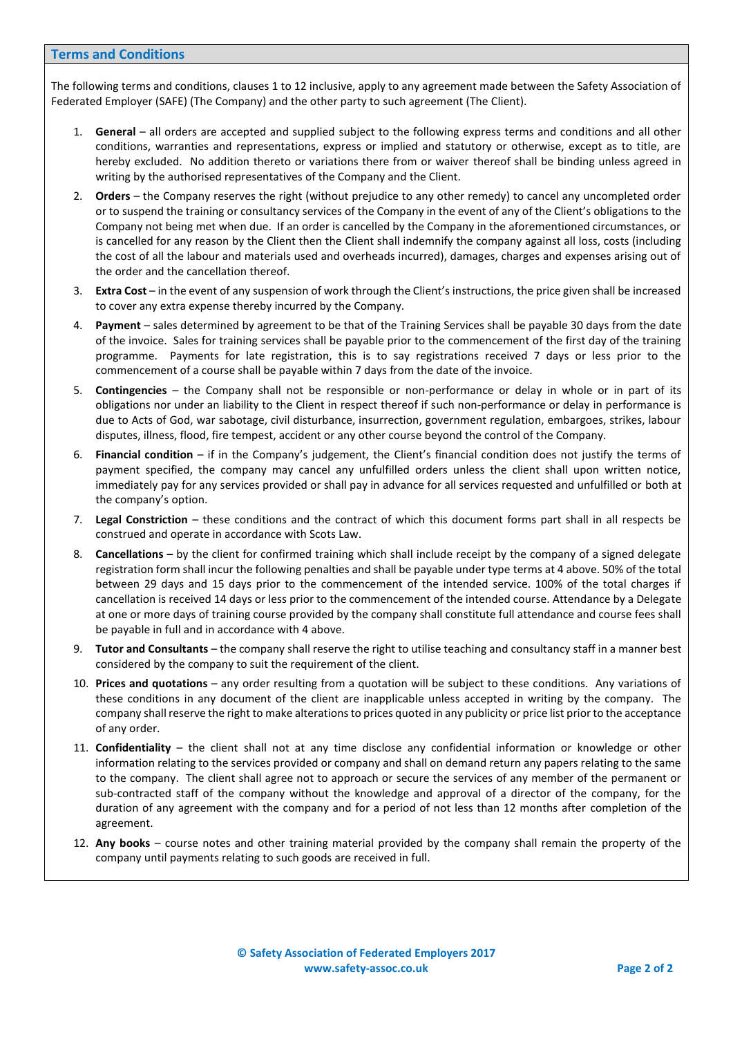## Terms and Conditions

The following terms and conditions, clauses 1 to 12 inclusive, apply to any agreement made between the Safety Association of Federated Employer (SAFE) (The Company) and the other party to such agreement (The Client).

1. **General** – all orders are accepted and supplied subject to the following express terms and conditions and all other conditions, warranties and representations, express or implied and statutory or otherwise, except as to title, are hereby excluded. No addition thereto or variations there from or waiver thereof shall be binding unless agreed in writing by the authorised representatives of the Company and the Client.
2. **Orders** – the Company reserves the right (without prejudice to any other remedy) to cancel any uncompleted order or to suspend the training or consultancy services of the Company in the event of any of the Client's obligations to the Company not being met when due. If an order is cancelled by the Company in the aforementioned circumstances, or is cancelled for any reason by the Client then the Client shall indemnify the company against all loss, costs (including the cost of all the labour and materials used and overheads incurred), damages, charges and expenses arising out of the order and the cancellation thereof.
3. **Extra Cost** – in the event of any suspension of work through the Client's instructions, the price given shall be increased to cover any extra expense thereby incurred by the Company.
4. **Payment** – sales determined by agreement to be that of the Training Services shall be payable 30 days from the date of the invoice. Sales for training services shall be payable prior to the commencement of the first day of the training programme. Payments for late registration, this is to say registrations received 7 days or less prior to the commencement of a course shall be payable within 7 days from the date of the invoice.
5. **Contingencies** – the Company shall not be responsible or non-performance or delay in whole or in part of its obligations nor under an liability to the Client in respect thereof if such non-performance or delay in performance is due to Acts of God, war sabotage, civil disturbance, insurrection, government regulation, embargoes, strikes, labour disputes, illness, flood, fire tempest, accident or any other course beyond the control of the Company.
6. **Financial condition** – if in the Company's judgement, the Client's financial condition does not justify the terms of payment specified, the company may cancel any unfulfilled orders unless the client shall upon written notice, immediately pay for any services provided or shall pay in advance for all services requested and unfulfilled or both at the company's option.
7. **Legal Constriction** – these conditions and the contract of which this document forms part shall in all respects be construed and operate in accordance with Scots Law.
8. **Cancellations –** by the client for confirmed training which shall include receipt by the company of a signed delegate registration form shall incur the following penalties and shall be payable under type terms at 4 above. 50% of the total between 29 days and 15 days prior to the commencement of the intended service. 100% of the total charges if cancellation is received 14 days or less prior to the commencement of the intended course. Attendance by a Delegate at one or more days of training course provided by the company shall constitute full attendance and course fees shall be payable in full and in accordance with 4 above.
9. **Tutor and Consultants** – the company shall reserve the right to utilise teaching and consultancy staff in a manner best considered by the company to suit the requirement of the client.
10. **Prices and quotations** – any order resulting from a quotation will be subject to these conditions. Any variations of these conditions in any document of the client are inapplicable unless accepted in writing by the company. The company shall reserve the right to make alterations to prices quoted in any publicity or price list prior to the acceptance of any order.
11. **Confidentiality** – the client shall not at any time disclose any confidential information or knowledge or other information relating to the services provided or company and shall on demand return any papers relating to the same to the company. The client shall agree not to approach or secure the services of any member of the permanent or sub-contracted staff of the company without the knowledge and approval of a director of the company, for the duration of any agreement with the company and for a period of not less than 12 months after completion of the agreement.
12. **Any books** – course notes and other training material provided by the company shall remain the property of the company until payments relating to such goods are received in full.

© Safety Association of Federated Employers 2017
www.safety-assoc.co.uk